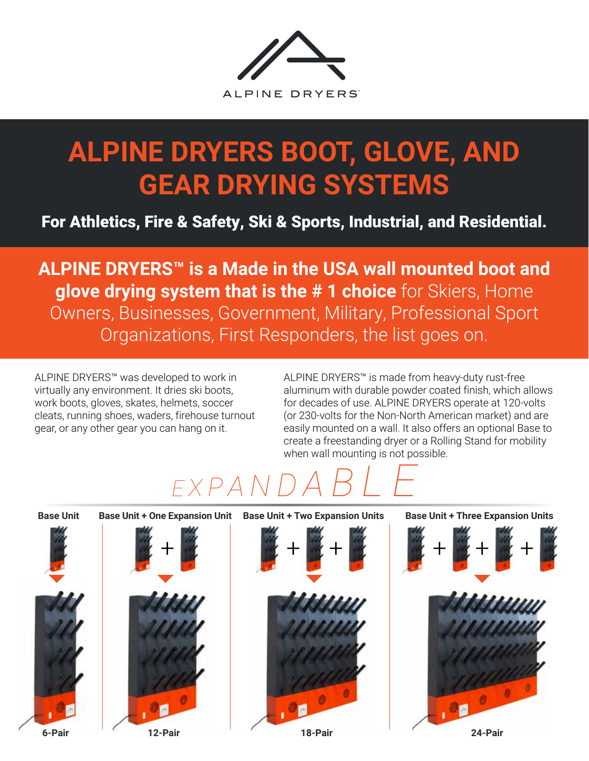ALPINE DRYERS™

# ALPINE DRYERS BOOT, GLOVE, AND GEAR DRYING SYSTEMS

**For Athletics, Fire & Safety, Ski & Sports, Industrial, and Residential.**

**ALPINE DRYERS™ is a Made in the USA wall mounted boot and glove drying system that is the # 1 choice** for Skiers, Home Owners, Businesses, Government, Military, Professional Sport Organizations, First Responders, the list goes on.

ALPINE DRYERS™ was developed to work in virtually any environment. It dries ski boots, work boots, gloves, skates, helmets, soccer cleats, running shoes, waders, firehouse turnout gear, or any other gear you can hang on it.

ALPINE DRYERS™ is made from heavy-duty rust-free aluminum with durable powder coated finish, which allows for decades of use. ALPINE DRYERS operate at 120-volts (or 230-volts for the Non-North American market) and are easily mounted on a wall. It also offers an optional Base to create a freestanding dryer or a Rolling Stand for mobility when wall mounting is not possible.

## EXPANDABLE

| Base Unit | Base Unit + One Expansion Unit | Base Unit + Two Expansion Units | Base Unit + Three Expansion Units |
|---|---|---|---|
| 6-Pair | 12-Pair | 18-Pair | 24-Pair |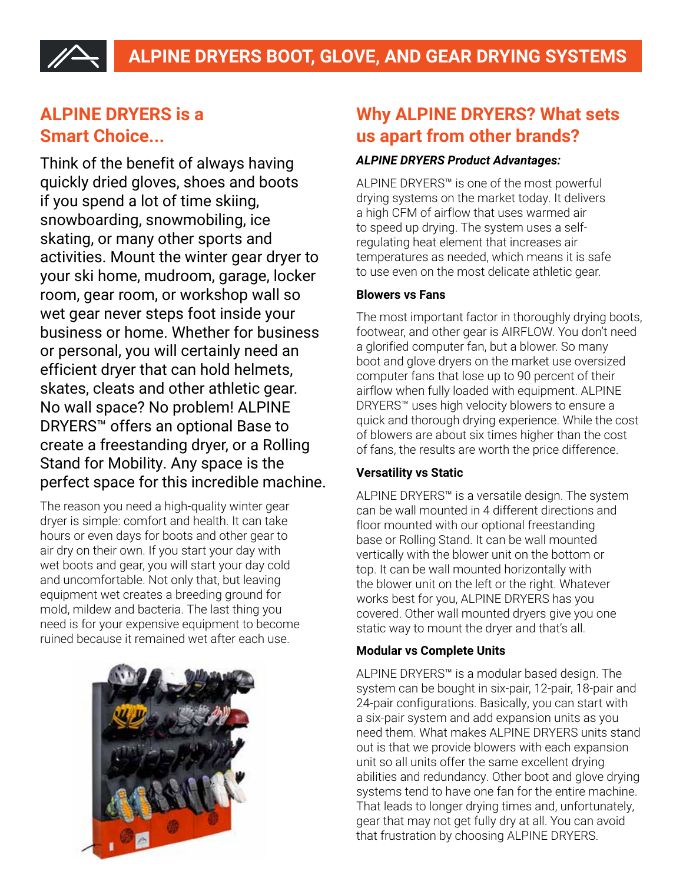# ALPINE DRYERS BOOT, GLOVE, AND GEAR DRYING SYSTEMS

## ALPINE DRYERS is a Smart Choice...

Think of the benefit of always having quickly dried gloves, shoes and boots if you spend a lot of time skiing, snowboarding, snowmobiling, ice skating, or many other sports and activities. Mount the winter gear dryer to your ski home, mudroom, garage, locker room, gear room, or workshop wall so wet gear never steps foot inside your business or home. Whether for business or personal, you will certainly need an efficient dryer that can hold helmets, skates, cleats and other athletic gear. No wall space? No problem! ALPINE DRYERS™ offers an optional Base to create a freestanding dryer, or a Rolling Stand for Mobility. Any space is the perfect space for this incredible machine.

The reason you need a high-quality winter gear dryer is simple: comfort and health. It can take hours or even days for boots and other gear to air dry on their own. If you start your day with wet boots and gear, you will start your day cold and uncomfortable. Not only that, but leaving equipment wet creates a breeding ground for mold, mildew and bacteria. The last thing you need is for your expensive equipment to become ruined because it remained wet after each use.

## Why ALPINE DRYERS? What sets us apart from other brands?

***ALPINE DRYERS Product Advantages:***

ALPINE DRYERS™ is one of the most powerful drying systems on the market today. It delivers a high CFM of airflow that uses warmed air to speed up drying. The system uses a self-regulating heat element that increases air temperatures as needed, which means it is safe to use even on the most delicate athletic gear.

### Blowers vs Fans

The most important factor in thoroughly drying boots, footwear, and other gear is AIRFLOW. You don't need a glorified computer fan, but a blower. So many boot and glove dryers on the market use oversized computer fans that lose up to 90 percent of their airflow when fully loaded with equipment. ALPINE DRYERS™ uses high velocity blowers to ensure a quick and thorough drying experience. While the cost of blowers are about six times higher than the cost of fans, the results are worth the price difference.

### Versatility vs Static

ALPINE DRYERS™ is a versatile design. The system can be wall mounted in 4 different directions and floor mounted with our optional freestanding base or Rolling Stand. It can be wall mounted vertically with the blower unit on the bottom or top. It can be wall mounted horizontally with the blower unit on the left or the right. Whatever works best for you, ALPINE DRYERS has you covered. Other wall mounted dryers give you one static way to mount the dryer and that's all.

### Modular vs Complete Units

ALPINE DRYERS™ is a modular based design. The system can be bought in six-pair, 12-pair, 18-pair and 24-pair configurations. Basically, you can start with a six-pair system and add expansion units as you need them. What makes ALPINE DRYERS units stand out is that we provide blowers with each expansion unit so all units offer the same excellent drying abilities and redundancy. Other boot and glove drying systems tend to have one fan for the entire machine. That leads to longer drying times and, unfortunately, gear that may not get fully dry at all. You can avoid that frustration by choosing ALPINE DRYERS.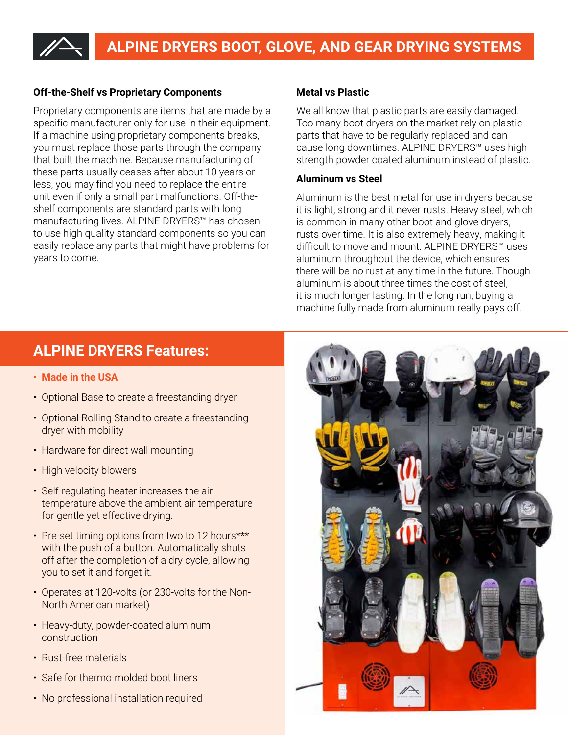# ALPINE DRYERS BOOT, GLOVE, AND GEAR DRYING SYSTEMS

### Off-the-Shelf vs Proprietary Components

Proprietary components are items that are made by a specific manufacturer only for use in their equipment. If a machine using proprietary components breaks, you must replace those parts through the company that built the machine. Because manufacturing of these parts usually ceases after about 10 years or less, you may find you need to replace the entire unit even if only a small part malfunctions. Off-the-shelf components are standard parts with long manufacturing lives. ALPINE DRYERS™ has chosen to use high quality standard components so you can easily replace any parts that might have problems for years to come.

### Metal vs Plastic

We all know that plastic parts are easily damaged. Too many boot dryers on the market rely on plastic parts that have to be regularly replaced and can cause long downtimes. ALPINE DRYERS™ uses high strength powder coated aluminum instead of plastic.

### Aluminum vs Steel

Aluminum is the best metal for use in dryers because it is light, strong and it never rusts. Heavy steel, which is common in many other boot and glove dryers, rusts over time. It is also extremely heavy, making it difficult to move and mount. ALPINE DRYERS™ uses aluminum throughout the device, which ensures there will be no rust at any time in the future. Though aluminum is about three times the cost of steel, it is much longer lasting. In the long run, buying a machine fully made from aluminum really pays off.

## ALPINE DRYERS Features:

- **Made in the USA**
- Optional Base to create a freestanding dryer
- Optional Rolling Stand to create a freestanding dryer with mobility
- Hardware for direct wall mounting
- High velocity blowers
- Self-regulating heater increases the air temperature above the ambient air temperature for gentle yet effective drying.
- Pre-set timing options from two to 12 hours*** with the push of a button. Automatically shuts off after the completion of a dry cycle, allowing you to set it and forget it.
- Operates at 120-volts (or 230-volts for the Non-North American market)
- Heavy-duty, powder-coated aluminum construction
- Rust-free materials
- Safe for thermo-molded boot liners
- No professional installation required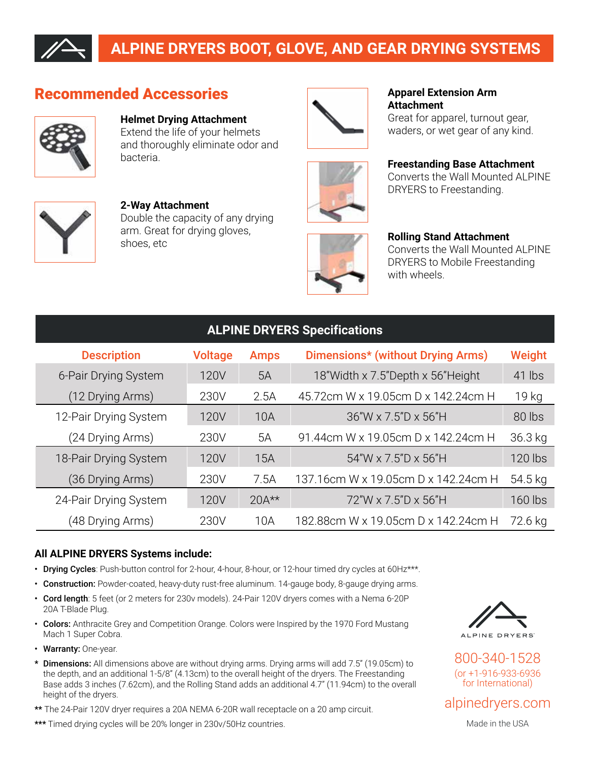# ALPINE DRYERS BOOT, GLOVE, AND GEAR DRYING SYSTEMS

## Recommended Accessories

**Helmet Drying Attachment**
Extend the life of your helmets and thoroughly eliminate odor and bacteria.

**2-Way Attachment**
Double the capacity of any drying arm. Great for drying gloves, shoes, etc

**Apparel Extension Arm Attachment**
Great for apparel, turnout gear, waders, or wet gear of any kind.

**Freestanding Base Attachment**
Converts the Wall Mounted ALPINE DRYERS to Freestanding.

**Rolling Stand Attachment**
Converts the Wall Mounted ALPINE DRYERS to Mobile Freestanding with wheels.

## ALPINE DRYERS Specifications

| Description | Voltage | Amps | Dimensions* (without Drying Arms) | Weight |
|---|---|---|---|---|
| 6-Pair Drying System | 120V | 5A | 18"Width x 7.5"Depth x 56"Height | 41 lbs |
| (12 Drying Arms) | 230V | 2.5A | 45.72cm W x 19.05cm D x 142.24cm H | 19 kg |
| 12-Pair Drying System | 120V | 10A | 36"W x 7.5"D x 56"H | 80 lbs |
| (24 Drying Arms) | 230V | 5A | 91.44cm W x 19.05cm D x 142.24cm H | 36.3 kg |
| 18-Pair Drying System | 120V | 15A | 54"W x 7.5"D x 56"H | 120 lbs |
| (36 Drying Arms) | 230V | 7.5A | 137.16cm W x 19.05cm D x 142.24cm H | 54.5 kg |
| 24-Pair Drying System | 120V | 20A** | 72"W x 7.5"D x 56"H | 160 lbs |
| (48 Drying Arms) | 230V | 10A | 182.88cm W x 19.05cm D x 142.24cm H | 72.6 kg |

### All ALPINE DRYERS Systems include:

- **Drying Cycles**: Push-button control for 2-hour, 4-hour, 8-hour, or 12-hour timed dry cycles at 60Hz***.
- **Construction:** Powder-coated, heavy-duty rust-free aluminum. 14-gauge body, 8-gauge drying arms.
- **Cord length**: 5 feet (or 2 meters for 230v models). 24-Pair 120V dryers comes with a Nema 6-20P 20A T-Blade Plug.
- **Colors:** Anthracite Grey and Competition Orange. Colors were Inspired by the 1970 Ford Mustang Mach 1 Super Cobra.
- **Warranty:** One-year.

\* **Dimensions:** All dimensions above are without drying arms. Drying arms will add 7.5" (19.05cm) to the depth, and an additional 1-5/8" (4.13cm) to the overall height of the dryers. The Freestanding Base adds 3 inches (7.62cm), and the Rolling Stand adds an additional 4.7" (11.94cm) to the overall height of the dryers.

** The 24-Pair 120V dryer requires a 20A NEMA 6-20R wall receptacle on a 20 amp circuit.

*** Timed drying cycles will be 20% longer in 230v/50Hz countries.

ALPINE DRYERS

800-340-1528
(or +1-916-933-6936 for International)

alpinedryers.com

Made in the USA